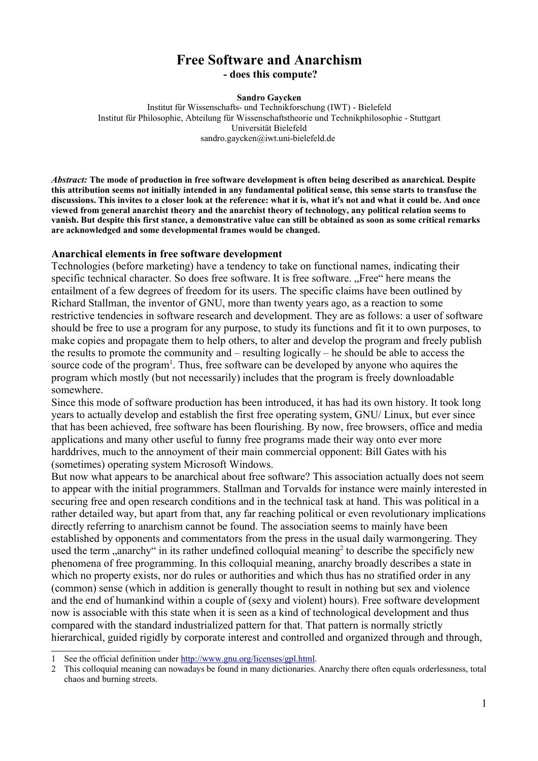# Free Software and Anarchism
## - does this compute?

**Sandro Gaycken**
Institut für Wissenschafts- und Technikforschung (IWT) - Bielefeld
Institut für Philosophie, Abteilung für Wissenschaftstheorie und Technikphilosophie - Stuttgart
Universität Bielefeld
sandro.gaycken@iwt.uni-bielefeld.de

***Abstract:*** **The mode of production in free software development is often being described as anarchical. Despite this attribution seems not initially intended in any fundamental political sense, this sense starts to transfuse the discussions. This invites to a closer look at the reference: what it is, what it's not and what it could be. And once viewed from general anarchist theory and the anarchist theory of technology, any political relation seems to vanish. But despite this first stance, a demonstrative value can still be obtained as soon as some critical remarks are acknowledged and some developmental frames would be changed.**

### Anarchical elements in free software development

Technologies (before marketing) have a tendency to take on functional names, indicating their specific technical character. So does free software. It is free software. „Free" here means the entailment of a few degrees of freedom for its users. The specific claims have been outlined by Richard Stallman, the inventor of GNU, more than twenty years ago, as a reaction to some restrictive tendencies in software research and development. They are as follows: a user of software should be free to use a program for any purpose, to study its functions and fit it to own purposes, to make copies and propagate them to help others, to alter and develop the program and freely publish the results to promote the community and – resulting logically – he should be able to access the source code of the program[1]. Thus, free software can be developed by anyone who aquires the program which mostly (but not necessarily) includes that the program is freely downloadable somewhere.

Since this mode of software production has been introduced, it has had its own history. It took long years to actually develop and establish the first free operating system, GNU/ Linux, but ever since that has been achieved, free software has been flourishing. By now, free browsers, office and media applications and many other useful to funny free programs made their way onto ever more harddrives, much to the annoyment of their main commercial opponent: Bill Gates with his (sometimes) operating system Microsoft Windows.

But now what appears to be anarchical about free software? This association actually does not seem to appear with the initial programmers. Stallman and Torvalds for instance were mainly interested in securing free and open research conditions and in the technical task at hand. This was political in a rather detailed way, but apart from that, any far reaching political or even revolutionary implications directly referring to anarchism cannot be found. The association seems to mainly have been established by opponents and commentators from the press in the usual daily warmongering. They used the term „anarchy" in its rather undefined colloquial meaning[2] to describe the specificly new phenomena of free programming. In this colloquial meaning, anarchy broadly describes a state in which no property exists, nor do rules or authorities and which thus has no stratified order in any (common) sense (which in addition is generally thought to result in nothing but sex and violence and the end of humankind within a couple of (sexy and violent) hours). Free software development now is associable with this state when it is seen as a kind of technological development and thus compared with the standard industrialized pattern for that. That pattern is normally strictly hierarchical, guided rigidly by corporate interest and controlled and organized through and through,

---

1 See the official definition under http://www.gnu.org/licenses/gpl.html.

2 This colloquial meaning can nowadays be found in many dictionaries. Anarchy there often equals orderlessness, total chaos and burning streets.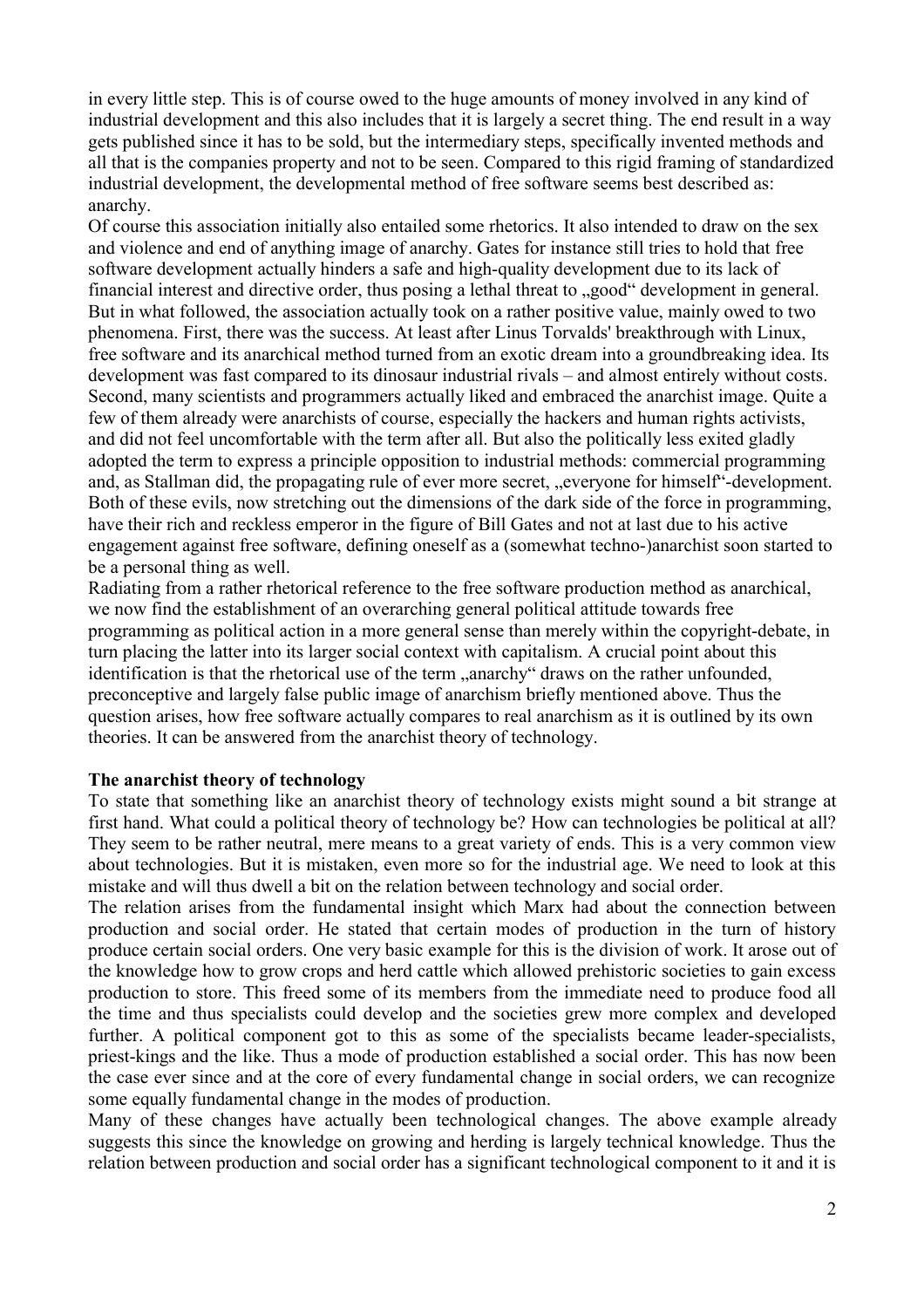in every little step. This is of course owed to the huge amounts of money involved in any kind of industrial development and this also includes that it is largely a secret thing. The end result in a way gets published since it has to be sold, but the intermediary steps, specifically invented methods and all that is the companies property and not to be seen. Compared to this rigid framing of standardized industrial development, the developmental method of free software seems best described as: anarchy.

Of course this association initially also entailed some rhetorics. It also intended to draw on the sex and violence and end of anything image of anarchy. Gates for instance still tries to hold that free software development actually hinders a safe and high-quality development due to its lack of financial interest and directive order, thus posing a lethal threat to „good" development in general. But in what followed, the association actually took on a rather positive value, mainly owed to two phenomena. First, there was the success. At least after Linus Torvalds' breakthrough with Linux, free software and its anarchical method turned from an exotic dream into a groundbreaking idea. Its development was fast compared to its dinosaur industrial rivals – and almost entirely without costs. Second, many scientists and programmers actually liked and embraced the anarchist image. Quite a few of them already were anarchists of course, especially the hackers and human rights activists, and did not feel uncomfortable with the term after all. But also the politically less exited gladly adopted the term to express a principle opposition to industrial methods: commercial programming and, as Stallman did, the propagating rule of ever more secret, „everyone for himself"-development. Both of these evils, now stretching out the dimensions of the dark side of the force in programming, have their rich and reckless emperor in the figure of Bill Gates and not at last due to his active engagement against free software, defining oneself as a (somewhat techno-)anarchist soon started to be a personal thing as well.

Radiating from a rather rhetorical reference to the free software production method as anarchical, we now find the establishment of an overarching general political attitude towards free programming as political action in a more general sense than merely within the copyright-debate, in turn placing the latter into its larger social context with capitalism. A crucial point about this identification is that the rhetorical use of the term „anarchy" draws on the rather unfounded, preconceptive and largely false public image of anarchism briefly mentioned above. Thus the question arises, how free software actually compares to real anarchism as it is outlined by its own theories. It can be answered from the anarchist theory of technology.

**The anarchist theory of technology**

To state that something like an anarchist theory of technology exists might sound a bit strange at first hand. What could a political theory of technology be? How can technologies be political at all? They seem to be rather neutral, mere means to a great variety of ends. This is a very common view about technologies. But it is mistaken, even more so for the industrial age. We need to look at this mistake and will thus dwell a bit on the relation between technology and social order.

The relation arises from the fundamental insight which Marx had about the connection between production and social order. He stated that certain modes of production in the turn of history produce certain social orders. One very basic example for this is the division of work. It arose out of the knowledge how to grow crops and herd cattle which allowed prehistoric societies to gain excess production to store. This freed some of its members from the immediate need to produce food all the time and thus specialists could develop and the societies grew more complex and developed further. A political component got to this as some of the specialists became leader-specialists, priest-kings and the like. Thus a mode of production established a social order. This has now been the case ever since and at the core of every fundamental change in social orders, we can recognize some equally fundamental change in the modes of production.

Many of these changes have actually been technological changes. The above example already suggests this since the knowledge on growing and herding is largely technical knowledge. Thus the relation between production and social order has a significant technological component to it and it is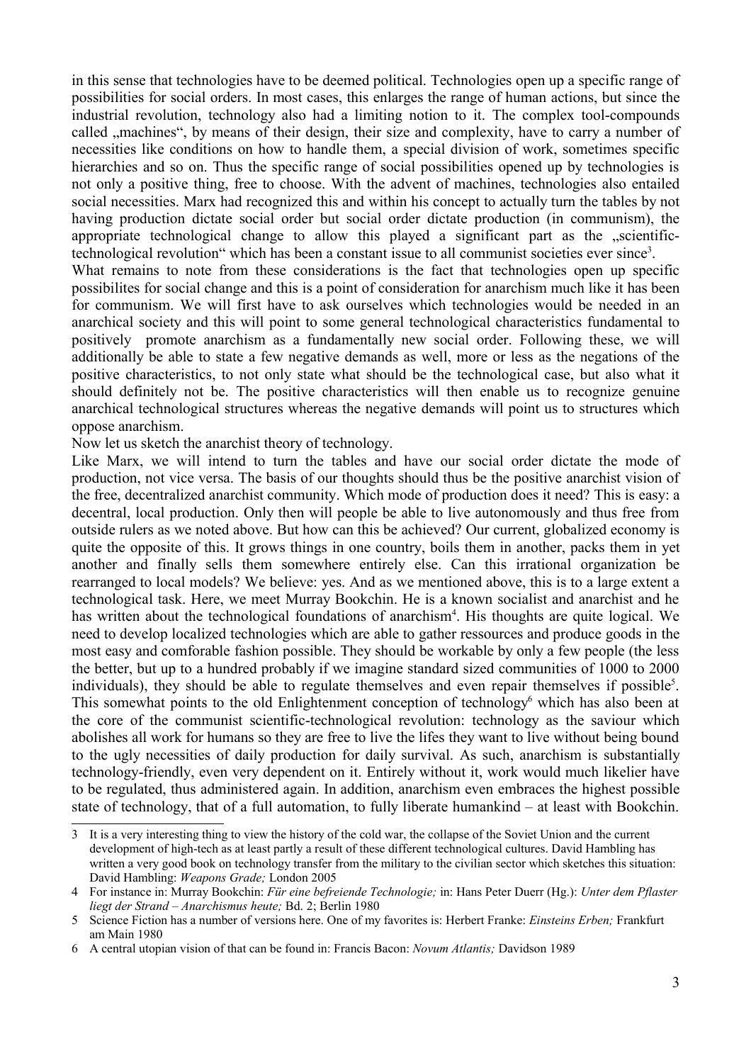in this sense that technologies have to be deemed political. Technologies open up a specific range of possibilities for social orders. In most cases, this enlarges the range of human actions, but since the industrial revolution, technology also had a limiting notion to it. The complex tool-compounds called „machines", by means of their design, their size and complexity, have to carry a number of necessities like conditions on how to handle them, a special division of work, sometimes specific hierarchies and so on. Thus the specific range of social possibilities opened up by technologies is not only a positive thing, free to choose. With the advent of machines, technologies also entailed social necessities. Marx had recognized this and within his concept to actually turn the tables by not having production dictate social order but social order dictate production (in communism), the appropriate technological change to allow this played a significant part as the „scientific-technological revolution" which has been a constant issue to all communist societies ever since[3].

What remains to note from these considerations is the fact that technologies open up specific possibilites for social change and this is a point of consideration for anarchism much like it has been for communism. We will first have to ask ourselves which technologies would be needed in an anarchical society and this will point to some general technological characteristics fundamental to positively promote anarchism as a fundamentally new social order. Following these, we will additionally be able to state a few negative demands as well, more or less as the negations of the positive characteristics, to not only state what should be the technological case, but also what it should definitely not be. The positive characteristics will then enable us to recognize genuine anarchical technological structures whereas the negative demands will point us to structures which oppose anarchism.

Now let us sketch the anarchist theory of technology.

Like Marx, we will intend to turn the tables and have our social order dictate the mode of production, not vice versa. The basis of our thoughts should thus be the positive anarchist vision of the free, decentralized anarchist community. Which mode of production does it need? This is easy: a decentral, local production. Only then will people be able to live autonomously and thus free from outside rulers as we noted above. But how can this be achieved? Our current, globalized economy is quite the opposite of this. It grows things in one country, boils them in another, packs them in yet another and finally sells them somewhere entirely else. Can this irrational organization be rearranged to local models? We believe: yes. And as we mentioned above, this is to a large extent a technological task. Here, we meet Murray Bookchin. He is a known socialist and anarchist and he has written about the technological foundations of anarchism[4]. His thoughts are quite logical. We need to develop localized technologies which are able to gather ressources and produce goods in the most easy and comforable fashion possible. They should be workable by only a few people (the less the better, but up to a hundred probably if we imagine standard sized communities of 1000 to 2000 individuals), they should be able to regulate themselves and even repair themselves if possible[5]. This somewhat points to the old Enlightenment conception of technology[6] which has also been at the core of the communist scientific-technological revolution: technology as the saviour which abolishes all work for humans so they are free to live the lifes they want to live without being bound to the ugly necessities of daily production for daily survival. As such, anarchism is substantially technology-friendly, even very dependent on it. Entirely without it, work would much likelier have to be regulated, thus administered again. In addition, anarchism even embraces the highest possible state of technology, that of a full automation, to fully liberate humankind – at least with Bookchin.

---

3 It is a very interesting thing to view the history of the cold war, the collapse of the Soviet Union and the current development of high-tech as at least partly a result of these different technological cultures. David Hambling has written a very good book on technology transfer from the military to the civilian sector which sketches this situation: David Hambling: *Weapons Grade;* London 2005

4 For instance in: Murray Bookchin: *Für eine befreiende Technologie;* in: Hans Peter Duerr (Hg.): *Unter dem Pflaster liegt der Strand – Anarchismus heute;* Bd. 2; Berlin 1980

5 Science Fiction has a number of versions here. One of my favorites is: Herbert Franke: *Einsteins Erben;* Frankfurt am Main 1980

6 A central utopian vision of that can be found in: Francis Bacon: *Novum Atlantis;* Davidson 1989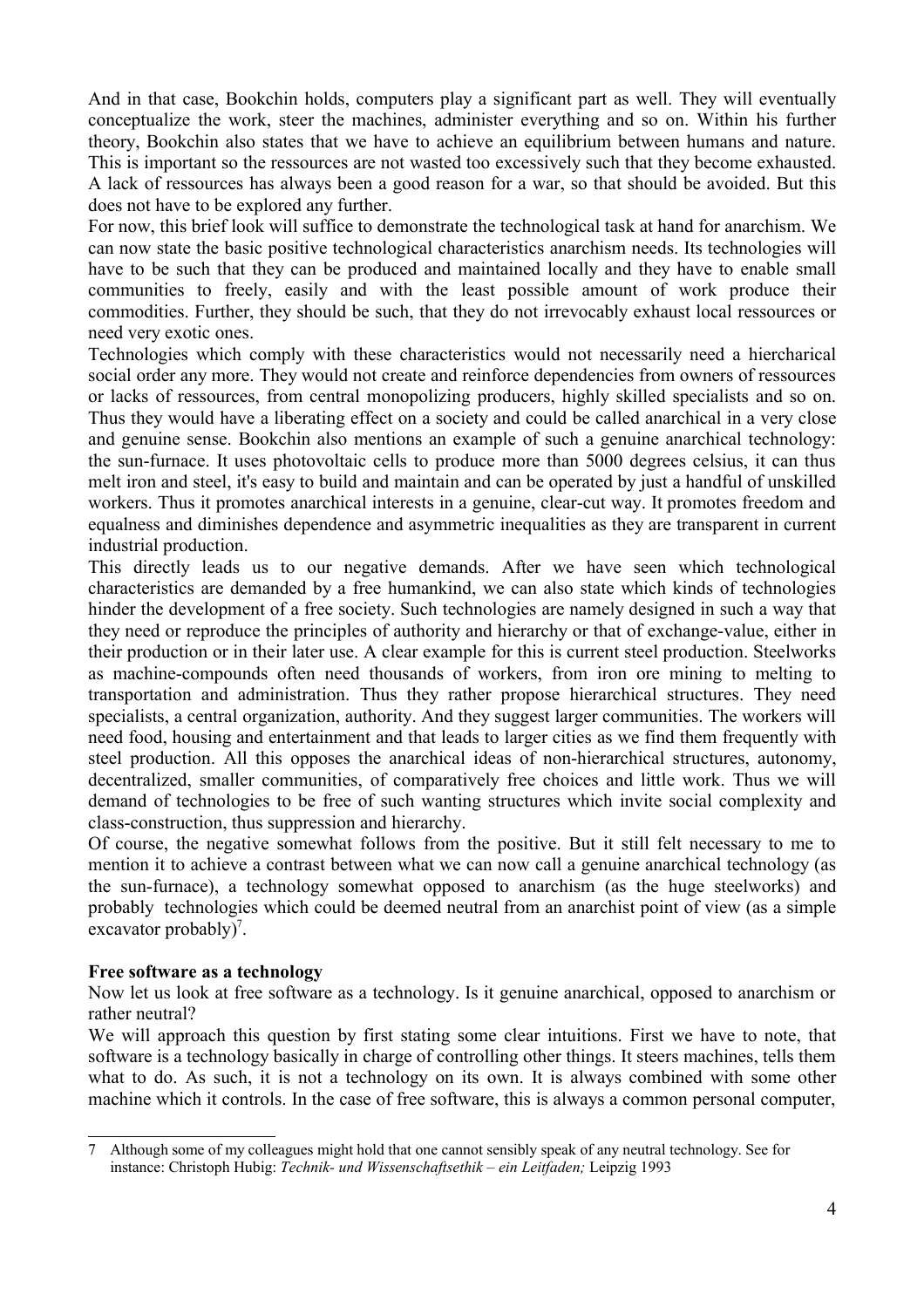And in that case, Bookchin holds, computers play a significant part as well. They will eventually conceptualize the work, steer the machines, administer everything and so on. Within his further theory, Bookchin also states that we have to achieve an equilibrium between humans and nature. This is important so the ressources are not wasted too excessively such that they become exhausted. A lack of ressources has always been a good reason for a war, so that should be avoided. But this does not have to be explored any further.

For now, this brief look will suffice to demonstrate the technological task at hand for anarchism. We can now state the basic positive technological characteristics anarchism needs. Its technologies will have to be such that they can be produced and maintained locally and they have to enable small communities to freely, easily and with the least possible amount of work produce their commodities. Further, they should be such, that they do not irrevocably exhaust local ressources or need very exotic ones.

Technologies which comply with these characteristics would not necessarily need a hiercharical social order any more. They would not create and reinforce dependencies from owners of ressources or lacks of ressources, from central monopolizing producers, highly skilled specialists and so on. Thus they would have a liberating effect on a society and could be called anarchical in a very close and genuine sense. Bookchin also mentions an example of such a genuine anarchical technology: the sun-furnace. It uses photovoltaic cells to produce more than 5000 degrees celsius, it can thus melt iron and steel, it's easy to build and maintain and can be operated by just a handful of unskilled workers. Thus it promotes anarchical interests in a genuine, clear-cut way. It promotes freedom and equalness and diminishes dependence and asymmetric inequalities as they are transparent in current industrial production.

This directly leads us to our negative demands. After we have seen which technological characteristics are demanded by a free humankind, we can also state which kinds of technologies hinder the development of a free society. Such technologies are namely designed in such a way that they need or reproduce the principles of authority and hierarchy or that of exchange-value, either in their production or in their later use. A clear example for this is current steel production. Steelworks as machine-compounds often need thousands of workers, from iron ore mining to melting to transportation and administration. Thus they rather propose hierarchical structures. They need specialists, a central organization, authority. And they suggest larger communities. The workers will need food, housing and entertainment and that leads to larger cities as we find them frequently with steel production. All this opposes the anarchical ideas of non-hierarchical structures, autonomy, decentralized, smaller communities, of comparatively free choices and little work. Thus we will demand of technologies to be free of such wanting structures which invite social complexity and class-construction, thus suppression and hierarchy.

Of course, the negative somewhat follows from the positive. But it still felt necessary to me to mention it to achieve a contrast between what we can now call a genuine anarchical technology (as the sun-furnace), a technology somewhat opposed to anarchism (as the huge steelworks) and probably technologies which could be deemed neutral from an anarchist point of view (as a simple excavator probably)[7].

**Free software as a technology**

Now let us look at free software as a technology. Is it genuine anarchical, opposed to anarchism or rather neutral?

We will approach this question by first stating some clear intuitions. First we have to note, that software is a technology basically in charge of controlling other things. It steers machines, tells them what to do. As such, it is not a technology on its own. It is always combined with some other machine which it controls. In the case of free software, this is always a common personal computer,

---

7 Although some of my colleagues might hold that one cannot sensibly speak of any neutral technology. See for instance: Christoph Hubig: *Technik- und Wissenschaftsethik – ein Leitfaden;* Leipzig 1993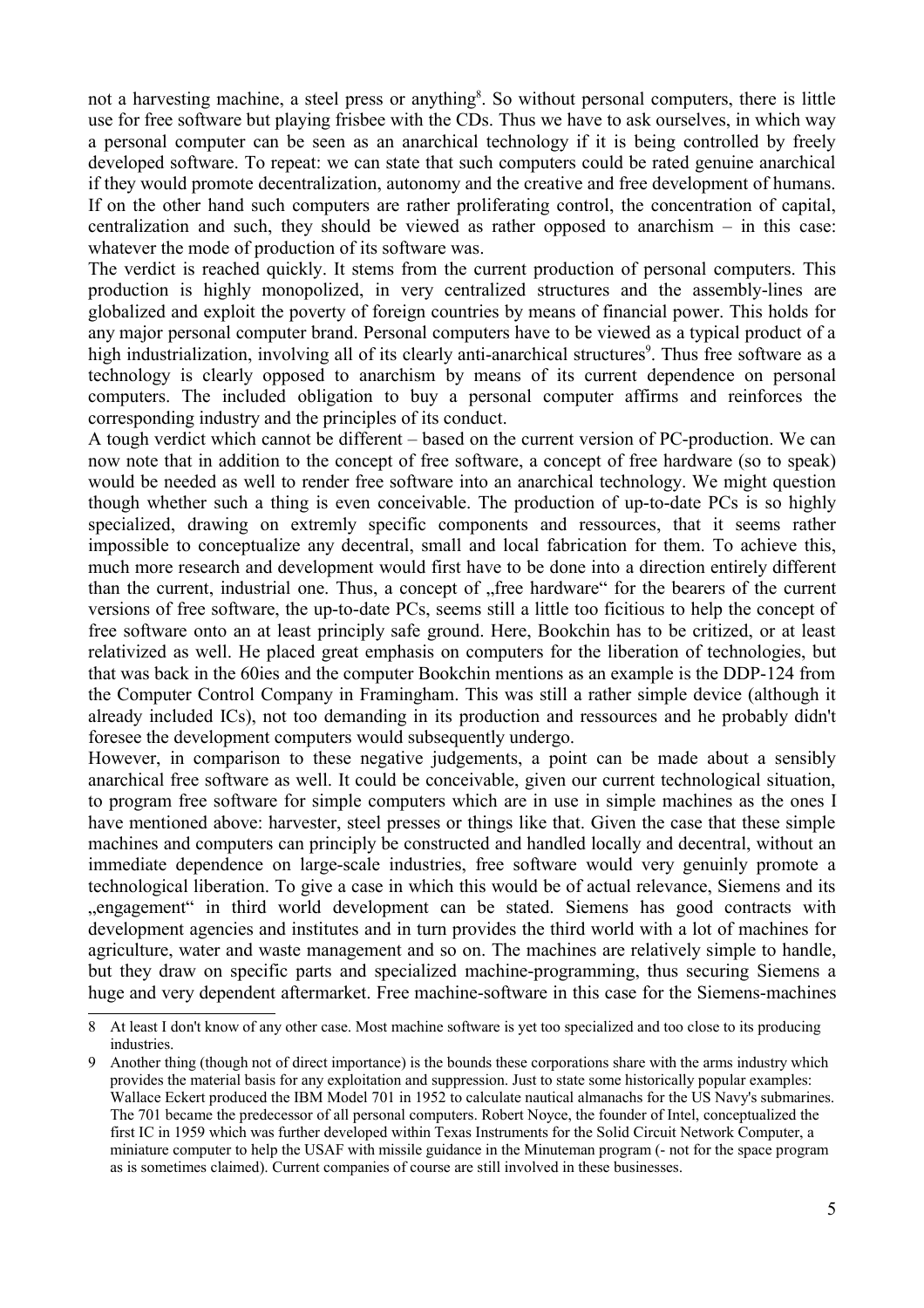not a harvesting machine, a steel press or anything[8]. So without personal computers, there is little use for free software but playing frisbee with the CDs. Thus we have to ask ourselves, in which way a personal computer can be seen as an anarchical technology if it is being controlled by freely developed software. To repeat: we can state that such computers could be rated genuine anarchical if they would promote decentralization, autonomy and the creative and free development of humans. If on the other hand such computers are rather proliferating control, the concentration of capital, centralization and such, they should be viewed as rather opposed to anarchism – in this case: whatever the mode of production of its software was.

The verdict is reached quickly. It stems from the current production of personal computers. This production is highly monopolized, in very centralized structures and the assembly-lines are globalized and exploit the poverty of foreign countries by means of financial power. This holds for any major personal computer brand. Personal computers have to be viewed as a typical product of a high industrialization, involving all of its clearly anti-anarchical structures[9]. Thus free software as a technology is clearly opposed to anarchism by means of its current dependence on personal computers. The included obligation to buy a personal computer affirms and reinforces the corresponding industry and the principles of its conduct.

A tough verdict which cannot be different – based on the current version of PC-production. We can now note that in addition to the concept of free software, a concept of free hardware (so to speak) would be needed as well to render free software into an anarchical technology. We might question though whether such a thing is even conceivable. The production of up-to-date PCs is so highly specialized, drawing on extremly specific components and ressources, that it seems rather impossible to conceptualize any decentral, small and local fabrication for them. To achieve this, much more research and development would first have to be done into a direction entirely different than the current, industrial one. Thus, a concept of „free hardware" for the bearers of the current versions of free software, the up-to-date PCs, seems still a little too ficitious to help the concept of free software onto an at least principly safe ground. Here, Bookchin has to be critized, or at least relativized as well. He placed great emphasis on computers for the liberation of technologies, but that was back in the 60ies and the computer Bookchin mentions as an example is the DDP-124 from the Computer Control Company in Framingham. This was still a rather simple device (although it already included ICs), not too demanding in its production and ressources and he probably didn't foresee the development computers would subsequently undergo.

However, in comparison to these negative judgements, a point can be made about a sensibly anarchical free software as well. It could be conceivable, given our current technological situation, to program free software for simple computers which are in use in simple machines as the ones I have mentioned above: harvester, steel presses or things like that. Given the case that these simple machines and computers can principly be constructed and handled locally and decentral, without an immediate dependence on large-scale industries, free software would very genuinly promote a technological liberation. To give a case in which this would be of actual relevance, Siemens and its „engagement" in third world development can be stated. Siemens has good contracts with development agencies and institutes and in turn provides the third world with a lot of machines for agriculture, water and waste management and so on. The machines are relatively simple to handle, but they draw on specific parts and specialized machine-programming, thus securing Siemens a huge and very dependent aftermarket. Free machine-software in this case for the Siemens-machines

---

[8] At least I don't know of any other case. Most machine software is yet too specialized and too close to its producing industries.

[9] Another thing (though not of direct importance) is the bounds these corporations share with the arms industry which provides the material basis for any exploitation and suppression. Just to state some historically popular examples: Wallace Eckert produced the IBM Model 701 in 1952 to calculate nautical almanachs for the US Navy's submarines. The 701 became the predecessor of all personal computers. Robert Noyce, the founder of Intel, conceptualized the first IC in 1959 which was further developed within Texas Instruments for the Solid Circuit Network Computer, a miniature computer to help the USAF with missile guidance in the Minuteman program (- not for the space program as is sometimes claimed). Current companies of course are still involved in these businesses.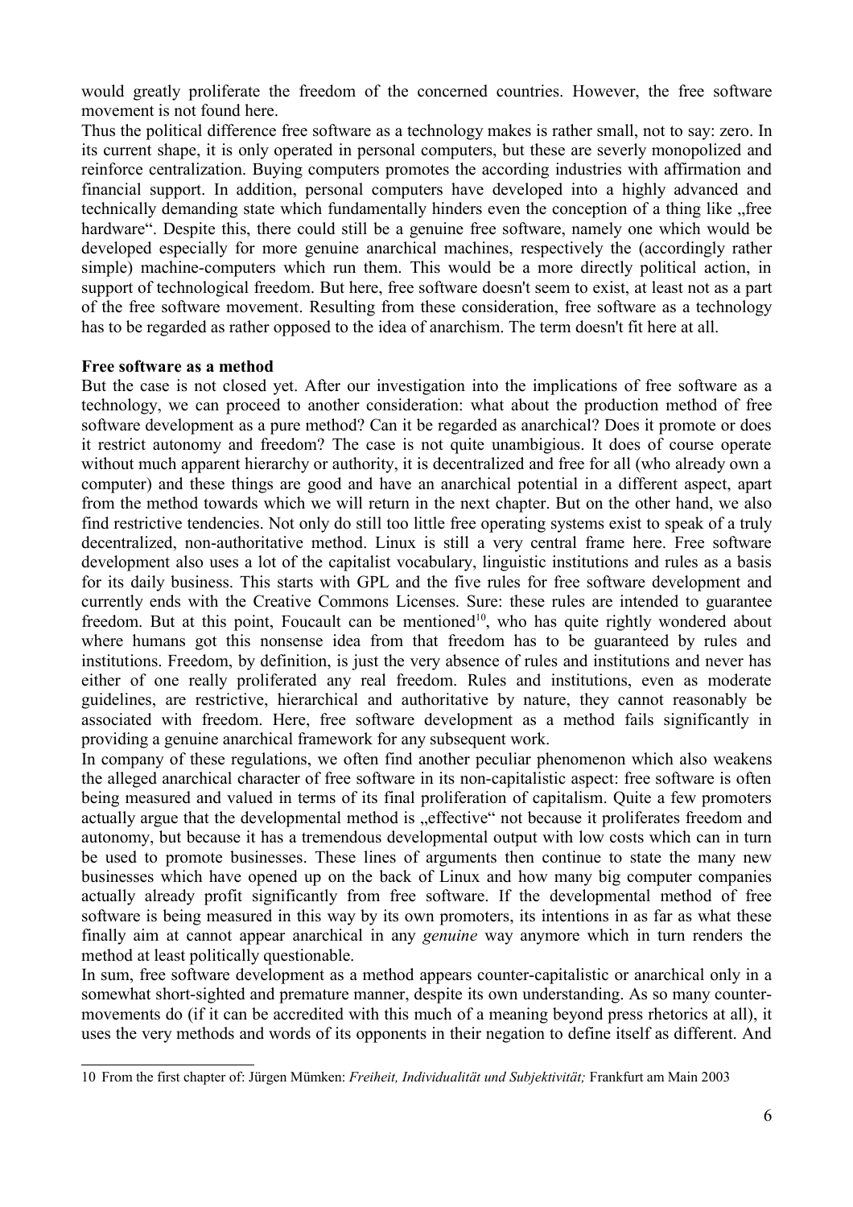would greatly proliferate the freedom of the concerned countries. However, the free software movement is not found here.

Thus the political difference free software as a technology makes is rather small, not to say: zero. In its current shape, it is only operated in personal computers, but these are severly monopolized and reinforce centralization. Buying computers promotes the according industries with affirmation and financial support. In addition, personal computers have developed into a highly advanced and technically demanding state which fundamentally hinders even the conception of a thing like „free hardware". Despite this, there could still be a genuine free software, namely one which would be developed especially for more genuine anarchical machines, respectively the (accordingly rather simple) machine-computers which run them. This would be a more directly political action, in support of technological freedom. But here, free software doesn't seem to exist, at least not as a part of the free software movement. Resulting from these consideration, free software as a technology has to be regarded as rather opposed to the idea of anarchism. The term doesn't fit here at all.

**Free software as a method**

But the case is not closed yet. After our investigation into the implications of free software as a technology, we can proceed to another consideration: what about the production method of free software development as a pure method? Can it be regarded as anarchical? Does it promote or does it restrict autonomy and freedom? The case is not quite unambigious. It does of course operate without much apparent hierarchy or authority, it is decentralized and free for all (who already own a computer) and these things are good and have an anarchical potential in a different aspect, apart from the method towards which we will return in the next chapter. But on the other hand, we also find restrictive tendencies. Not only do still too little free operating systems exist to speak of a truly decentralized, non-authoritative method. Linux is still a very central frame here. Free software development also uses a lot of the capitalist vocabulary, linguistic institutions and rules as a basis for its daily business. This starts with GPL and the five rules for free software development and currently ends with the Creative Commons Licenses. Sure: these rules are intended to guarantee freedom. But at this point, Foucault can be mentioned[10], who has quite rightly wondered about where humans got this nonsense idea from that freedom has to be guaranteed by rules and institutions. Freedom, by definition, is just the very absence of rules and institutions and never has either of one really proliferated any real freedom. Rules and institutions, even as moderate guidelines, are restrictive, hierarchical and authoritative by nature, they cannot reasonably be associated with freedom. Here, free software development as a method fails significantly in providing a genuine anarchical framework for any subsequent work.

In company of these regulations, we often find another peculiar phenomenon which also weakens the alleged anarchical character of free software in its non-capitalistic aspect: free software is often being measured and valued in terms of its final proliferation of capitalism. Quite a few promoters actually argue that the developmental method is „effective" not because it proliferates freedom and autonomy, but because it has a tremendous developmental output with low costs which can in turn be used to promote businesses. These lines of arguments then continue to state the many new businesses which have opened up on the back of Linux and how many big computer companies actually already profit significantly from free software. If the developmental method of free software is being measured in this way by its own promoters, its intentions in as far as what these finally aim at cannot appear anarchical in any *genuine* way anymore which in turn renders the method at least politically questionable.

In sum, free software development as a method appears counter-capitalistic or anarchical only in a somewhat short-sighted and premature manner, despite its own understanding. As so many counter-movements do (if it can be accredited with this much of a meaning beyond press rhetorics at all), it uses the very methods and words of its opponents in their negation to define itself as different. And

10 From the first chapter of: Jürgen Mümken: *Freiheit, Individualität und Subjektivität;* Frankfurt am Main 2003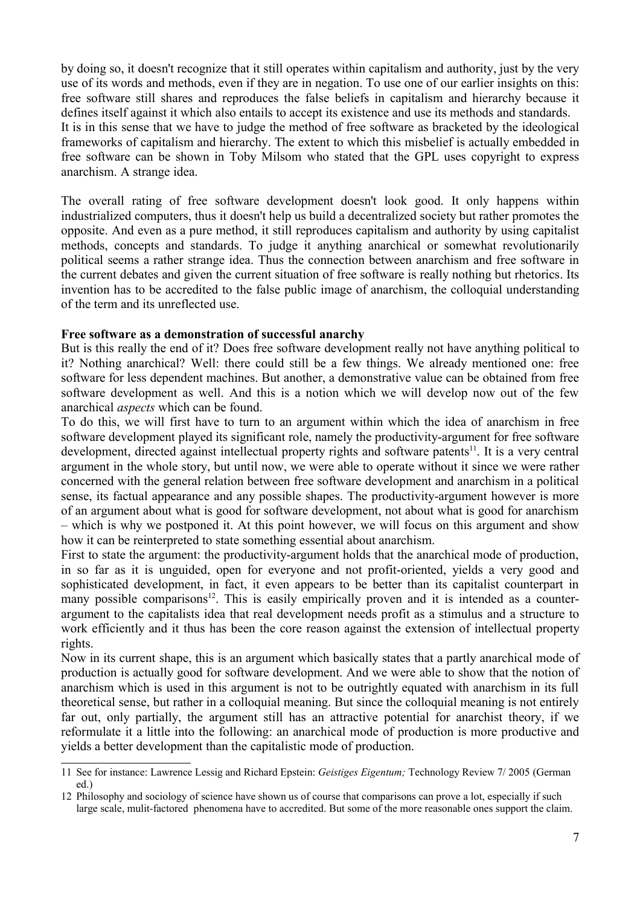by doing so, it doesn't recognize that it still operates within capitalism and authority, just by the very use of its words and methods, even if they are in negation. To use one of our earlier insights on this: free software still shares and reproduces the false beliefs in capitalism and hierarchy because it defines itself against it which also entails to accept its existence and use its methods and standards. It is in this sense that we have to judge the method of free software as bracketed by the ideological frameworks of capitalism and hierarchy. The extent to which this misbelief is actually embedded in free software can be shown in Toby Milsom who stated that the GPL uses copyright to express anarchism. A strange idea.

The overall rating of free software development doesn't look good. It only happens within industrialized computers, thus it doesn't help us build a decentralized society but rather promotes the opposite. And even as a pure method, it still reproduces capitalism and authority by using capitalist methods, concepts and standards. To judge it anything anarchical or somewhat revolutionarily political seems a rather strange idea. Thus the connection between anarchism and free software in the current debates and given the current situation of free software is really nothing but rhetorics. Its invention has to be accredited to the false public image of anarchism, the colloquial understanding of the term and its unreflected use.

**Free software as a demonstration of successful anarchy**

But is this really the end of it? Does free software development really not have anything political to it? Nothing anarchical? Well: there could still be a few things. We already mentioned one: free software for less dependent machines. But another, a demonstrative value can be obtained from free software development as well. And this is a notion which we will develop now out of the few anarchical *aspects* which can be found.

To do this, we will first have to turn to an argument within which the idea of anarchism in free software development played its significant role, namely the productivity-argument for free software development, directed against intellectual property rights and software patents[11]. It is a very central argument in the whole story, but until now, we were able to operate without it since we were rather concerned with the general relation between free software development and anarchism in a political sense, its factual appearance and any possible shapes. The productivity-argument however is more of an argument about what is good for software development, not about what is good for anarchism – which is why we postponed it. At this point however, we will focus on this argument and show how it can be reinterpreted to state something essential about anarchism.

First to state the argument: the productivity-argument holds that the anarchical mode of production, in so far as it is unguided, open for everyone and not profit-oriented, yields a very good and sophisticated development, in fact, it even appears to be better than its capitalist counterpart in many possible comparisons[12]. This is easily empirically proven and it is intended as a counter-argument to the capitalists idea that real development needs profit as a stimulus and a structure to work efficiently and it thus has been the core reason against the extension of intellectual property rights.

Now in its current shape, this is an argument which basically states that a partly anarchical mode of production is actually good for software development. And we were able to show that the notion of anarchism which is used in this argument is not to be outrightly equated with anarchism in its full theoretical sense, but rather in a colloquial meaning. But since the colloquial meaning is not entirely far out, only partially, the argument still has an attractive potential for anarchist theory, if we reformulate it a little into the following: an anarchical mode of production is more productive and yields a better development than the capitalistic mode of production.

---

11 See for instance: Lawrence Lessig and Richard Epstein: *Geistiges Eigentum;* Technology Review 7/ 2005 (German ed.)

12 Philosophy and sociology of science have shown us of course that comparisons can prove a lot, especially if such large scale, mulit-factored phenomena have to accredited. But some of the more reasonable ones support the claim.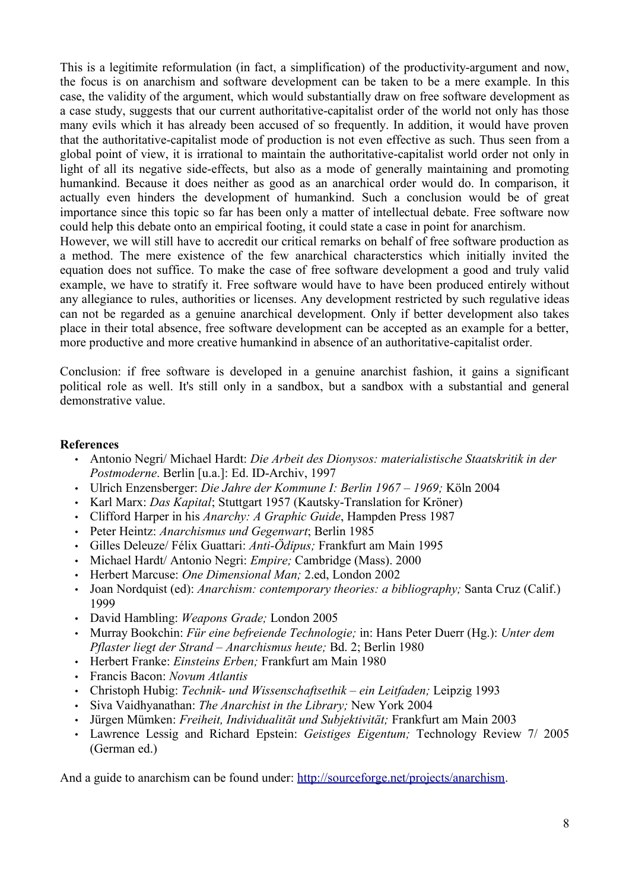This is a legitimite reformulation (in fact, a simplification) of the productivity-argument and now, the focus is on anarchism and software development can be taken to be a mere example. In this case, the validity of the argument, which would substantially draw on free software development as a case study, suggests that our current authoritative-capitalist order of the world not only has those many evils which it has already been accused of so frequently. In addition, it would have proven that the authoritative-capitalist mode of production is not even effective as such. Thus seen from a global point of view, it is irrational to maintain the authoritative-capitalist world order not only in light of all its negative side-effects, but also as a mode of generally maintaining and promoting humankind. Because it does neither as good as an anarchical order would do. In comparison, it actually even hinders the development of humankind. Such a conclusion would be of great importance since this topic so far has been only a matter of intellectual debate. Free software now could help this debate onto an empirical footing, it could state a case in point for anarchism.

However, we will still have to accredit our critical remarks on behalf of free software production as a method. The mere existence of the few anarchical characterstics which initially invited the equation does not suffice. To make the case of free software development a good and truly valid example, we have to stratify it. Free software would have to have been produced entirely without any allegiance to rules, authorities or licenses. Any development restricted by such regulative ideas can not be regarded as a genuine anarchical development. Only if better development also takes place in their total absence, free software development can be accepted as an example for a better, more productive and more creative humankind in absence of an authoritative-capitalist order.

Conclusion: if free software is developed in a genuine anarchist fashion, it gains a significant political role as well. It's still only in a sandbox, but a sandbox with a substantial and general demonstrative value.

**References**

- Antonio Negri/ Michael Hardt: *Die Arbeit des Dionysos: materialistische Staatskritik in der Postmoderne*. Berlin [u.a.]: Ed. ID-Archiv, 1997
- Ulrich Enzensberger: *Die Jahre der Kommune I: Berlin 1967 – 1969;* Köln 2004
- Karl Marx: *Das Kapital*; Stuttgart 1957 (Kautsky-Translation for Kröner)
- Clifford Harper in his *Anarchy: A Graphic Guide*, Hampden Press 1987
- Peter Heintz: *Anarchismus und Gegenwart*; Berlin 1985
- Gilles Deleuze/ Félix Guattari: *Anti-Ödipus;* Frankfurt am Main 1995
- Michael Hardt/ Antonio Negri: *Empire;* Cambridge (Mass). 2000
- Herbert Marcuse: *One Dimensional Man;* 2.ed, London 2002
- Joan Nordquist (ed): *Anarchism: contemporary theories: a bibliography;* Santa Cruz (Calif.) 1999
- David Hambling: *Weapons Grade;* London 2005
- Murray Bookchin: *Für eine befreiende Technologie;* in: Hans Peter Duerr (Hg.): *Unter dem Pflaster liegt der Strand – Anarchismus heute;* Bd. 2; Berlin 1980
- Herbert Franke: *Einsteins Erben;* Frankfurt am Main 1980
- Francis Bacon: *Novum Atlantis*
- Christoph Hubig: *Technik- und Wissenschaftsethik – ein Leitfaden;* Leipzig 1993
- Siva Vaidhyanathan: *The Anarchist in the Library;* New York 2004
- Jürgen Mümken: *Freiheit, Individualität und Subjektivität;* Frankfurt am Main 2003
- Lawrence Lessig and Richard Epstein: *Geistiges Eigentum;* Technology Review 7/ 2005 (German ed.)

And a guide to anarchism can be found under: http://sourceforge.net/projects/anarchism.